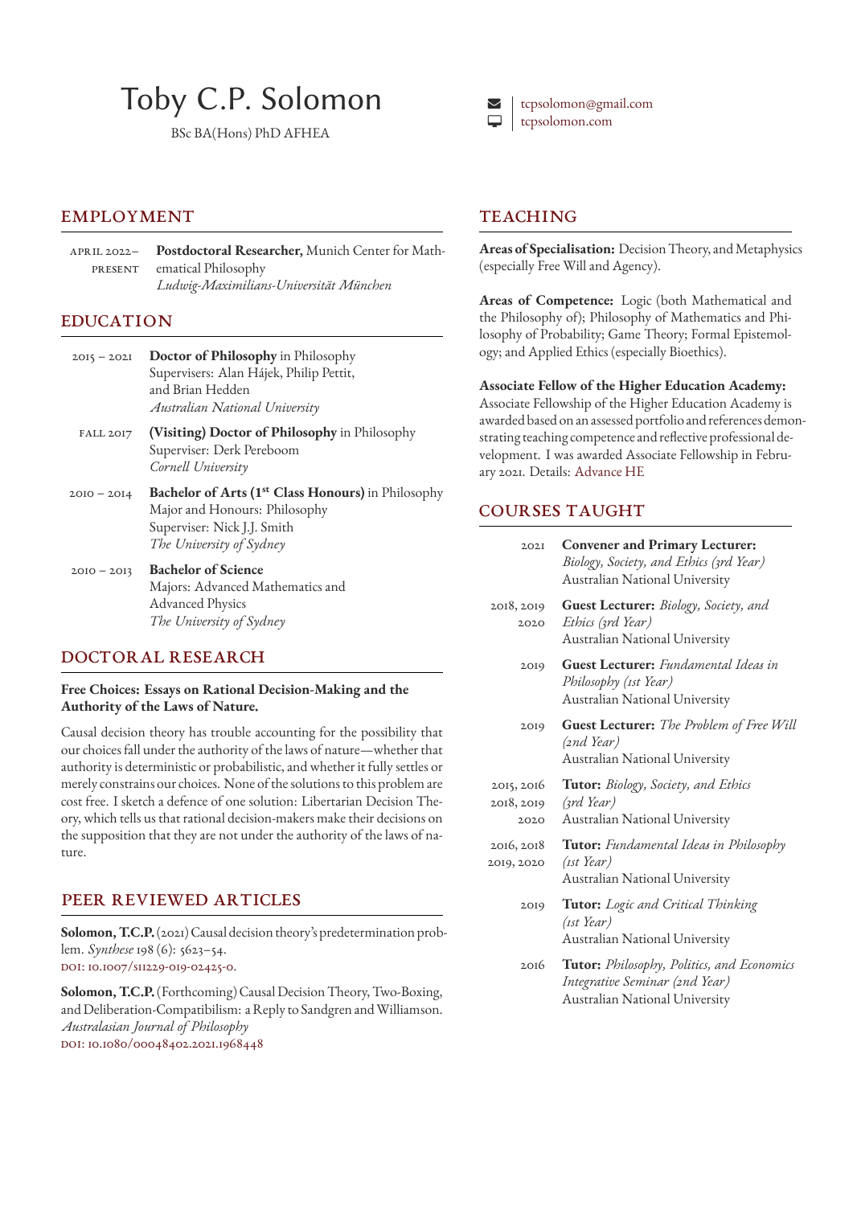# Toby C.P. Solomon

BSc BA(Hons) PhD AFHEA

tcpsolomon@gmail.com
tcpsolomon.com

## EMPLOYMENT

**April 2022– present** — **Postdoctoral Researcher,** Munich Center for Mathematical Philosophy
*Ludwig-Maximilians-Universität München*

## EDUCATION

**2015 – 2021** — **Doctor of Philosophy** in Philosophy
Supervisers: Alan Hájek, Philip Pettit, and Brian Hedden
*Australian National University*

**Fall 2017** — **(Visiting) Doctor of Philosophy** in Philosophy
Superviser: Derk Pereboom
*Cornell University*

**2010 – 2014** — **Bachelor of Arts (1st Class Honours)** in Philosophy
Major and Honours: Philosophy
Superviser: Nick J.J. Smith
*The University of Sydney*

**2010 – 2013** — **Bachelor of Science**
Majors: Advanced Mathematics and Advanced Physics
*The University of Sydney*

## DOCTORAL RESEARCH

**Free Choices: Essays on Rational Decision-Making and the Authority of the Laws of Nature.**

Causal decision theory has trouble accounting for the possibility that our choices fall under the authority of the laws of nature—whether that authority is deterministic or probabilistic, and whether it fully settles or merely constrains our choices. None of the solutions to this problem are cost free. I sketch a defence of one solution: Libertarian Decision Theory, which tells us that rational decision-makers make their decisions on the supposition that they are not under the authority of the laws of nature.

## PEER REVIEWED ARTICLES

**Solomon, T.C.P.** (2021) Causal decision theory's predetermination problem. *Synthese* 198 (6): 5623–54.
DOI: 10.1007/s11229-019-02425-0.

**Solomon, T.C.P.** (Forthcoming) Causal Decision Theory, Two-Boxing, and Deliberation-Compatibilism: a Reply to Sandgren and Williamson. *Australasian Journal of Philosophy*
DOI: 10.1080/00048402.2021.1968448

## TEACHING

**Areas of Specialisation:** Decision Theory, and Metaphysics (especially Free Will and Agency).

**Areas of Competence:** Logic (both Mathematical and the Philosophy of); Philosophy of Mathematics and Philosophy of Probability; Game Theory; Formal Epistemology; and Applied Ethics (especially Bioethics).

**Associate Fellow of the Higher Education Academy:**
Associate Fellowship of the Higher Education Academy is awarded based on an assessed portfolio and references demonstrating teaching competence and reflective professional development. I was awarded Associate Fellowship in February 2021. Details: Advance HE

## COURSES TAUGHT

**2021** — **Convener and Primary Lecturer:** *Biology, Society, and Ethics (3rd Year)*
Australian National University

**2018, 2019, 2020** — **Guest Lecturer:** *Biology, Society, and Ethics (3rd Year)*
Australian National University

**2019** — **Guest Lecturer:** *Fundamental Ideas in Philosophy (1st Year)*
Australian National University

**2019** — **Guest Lecturer:** *The Problem of Free Will (2nd Year)*
Australian National University

**2015, 2016, 2018, 2019, 2020** — **Tutor:** *Biology, Society, and Ethics (3rd Year)*
Australian National University

**2016, 2018, 2019, 2020** — **Tutor:** *Fundamental Ideas in Philosophy (1st Year)*
Australian National University

**2019** — **Tutor:** *Logic and Critical Thinking (1st Year)*
Australian National University

**2016** — **Tutor:** *Philosophy, Politics, and Economics Integrative Seminar (2nd Year)*
Australian National University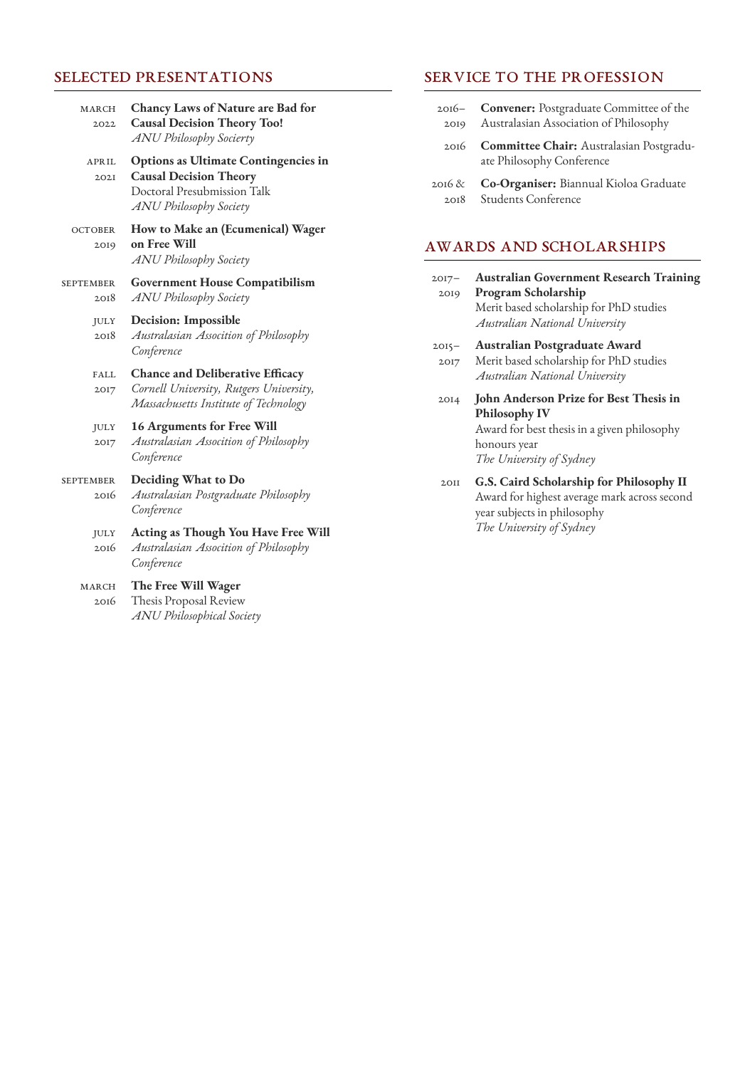## SELECTED PRESENTATIONS

**March 2022** — **Chancy Laws of Nature are Bad for Causal Decision Theory Too!**
*ANU Philosophy Socierty*

**April 2021** — **Options as Ultimate Contingencies in Causal Decision Theory**
Doctoral Presubmission Talk
*ANU Philosophy Society*

**October 2019** — **How to Make an (Ecumenical) Wager on Free Will**
*ANU Philosophy Society*

**September 2018** — **Government House Compatibilism**
*ANU Philosophy Society*

**July 2018** — **Decision: Impossible**
*Australasian Association of Philosophy Conference*

**Fall 2017** — **Chance and Deliberative Efficacy**
*Cornell University, Rutgers University, Massachusetts Institute of Technology*

**July 2017** — **16 Arguments for Free Will**
*Australasian Association of Philosophy Conference*

**September 2016** — **Deciding What to Do**
*Australasian Postgraduate Philosophy Conference*

**July 2016** — **Acting as Though You Have Free Will**
*Australasian Association of Philosophy Conference*

**March 2016** — **The Free Will Wager**
Thesis Proposal Review
*ANU Philosophical Society*

## SERVICE TO THE PROFESSION

**2016–2019** — **Convener:** Postgraduate Committee of the Australasian Association of Philosophy

**2016** — **Committee Chair:** Australasian Postgraduate Philosophy Conference

**2016 & 2018** — **Co-Organiser:** Biannual Kioloa Graduate Students Conference

## AWARDS AND SCHOLARSHIPS

**2017–2019** — **Australian Government Research Training Program Scholarship**
Merit based scholarship for PhD studies
*Australian National University*

**2015–2017** — **Australian Postgraduate Award**
Merit based scholarship for PhD studies
*Australian National University*

**2014** — **John Anderson Prize for Best Thesis in Philosophy IV**
Award for best thesis in a given philosophy honours year
*The University of Sydney*

**2011** — **G.S. Caird Scholarship for Philosophy II**
Award for highest average mark across second year subjects in philosophy
*The University of Sydney*